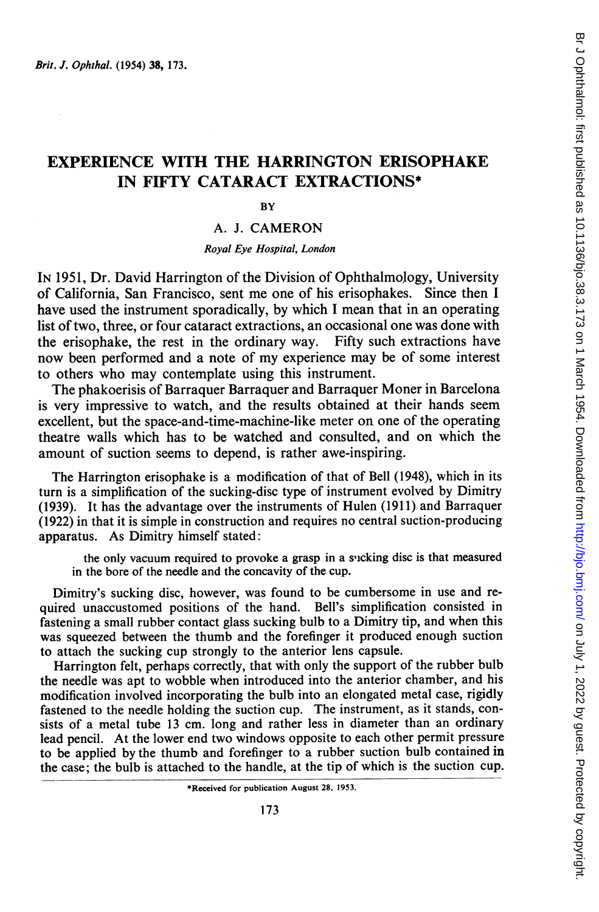# EXPERIENCE WITH THE HARRINGTON ERISOPHAKE IN FIFTY CATARACT EXTRACTIONS*

BY

A. J. CAMERON

*Royal Eye Hospital, London*

IN 1951, Dr. David Harrington of the Division of Ophthalmology, University of California, San Francisco, sent me one of his erisophakes. Since then I have used the instrument sporadically, by which I mean that in an operating list of two, three, or four cataract extractions, an occasional one was done with the erisophake, the rest in the ordinary way. Fifty such extractions have now been performed and a note of my experience may be of some interest to others who may contemplate using this instrument.

The phakoerisis of Barraquer Barraquer and Barraquer Moner in Barcelona is very impressive to watch, and the results obtained at their hands seem excellent, but the space-and-time-machine-like meter on one of the operating theatre walls which has to be watched and consulted, and on which the amount of suction seems to depend, is rather awe-inspiring.

The Harrington erisophake is a modification of that of Bell (1948), which in its turn is a simplification of the sucking-disc type of instrument evolved by Dimitry (1939). It has the advantage over the instruments of Hulen (1911) and Barraquer (1922) in that it is simple in construction and requires no central suction-producing apparatus. As Dimitry himself stated:

> the only vacuum required to provoke a grasp in a sucking disc is that measured in the bore of the needle and the concavity of the cup.

Dimitry's sucking disc, however, was found to be cumbersome in use and required unaccustomed positions of the hand. Bell's simplification consisted in fastening a small rubber contact glass sucking bulb to a Dimitry tip, and when this was squeezed between the thumb and the forefinger it produced enough suction to attach the sucking cup strongly to the anterior lens capsule.

Harrington felt, perhaps correctly, that with only the support of the rubber bulb the needle was apt to wobble when introduced into the anterior chamber, and his modification involved incorporating the bulb into an elongated metal case, rigidly fastened to the needle holding the suction cup. The instrument, as it stands, consists of a metal tube 13 cm. long and rather less in diameter than an ordinary lead pencil. At the lower end two windows opposite to each other permit pressure to be applied by the thumb and forefinger to a rubber suction bulb contained in the case; the bulb is attached to the handle, at the tip of which is the suction cup.

*Received for publication August 28, 1953.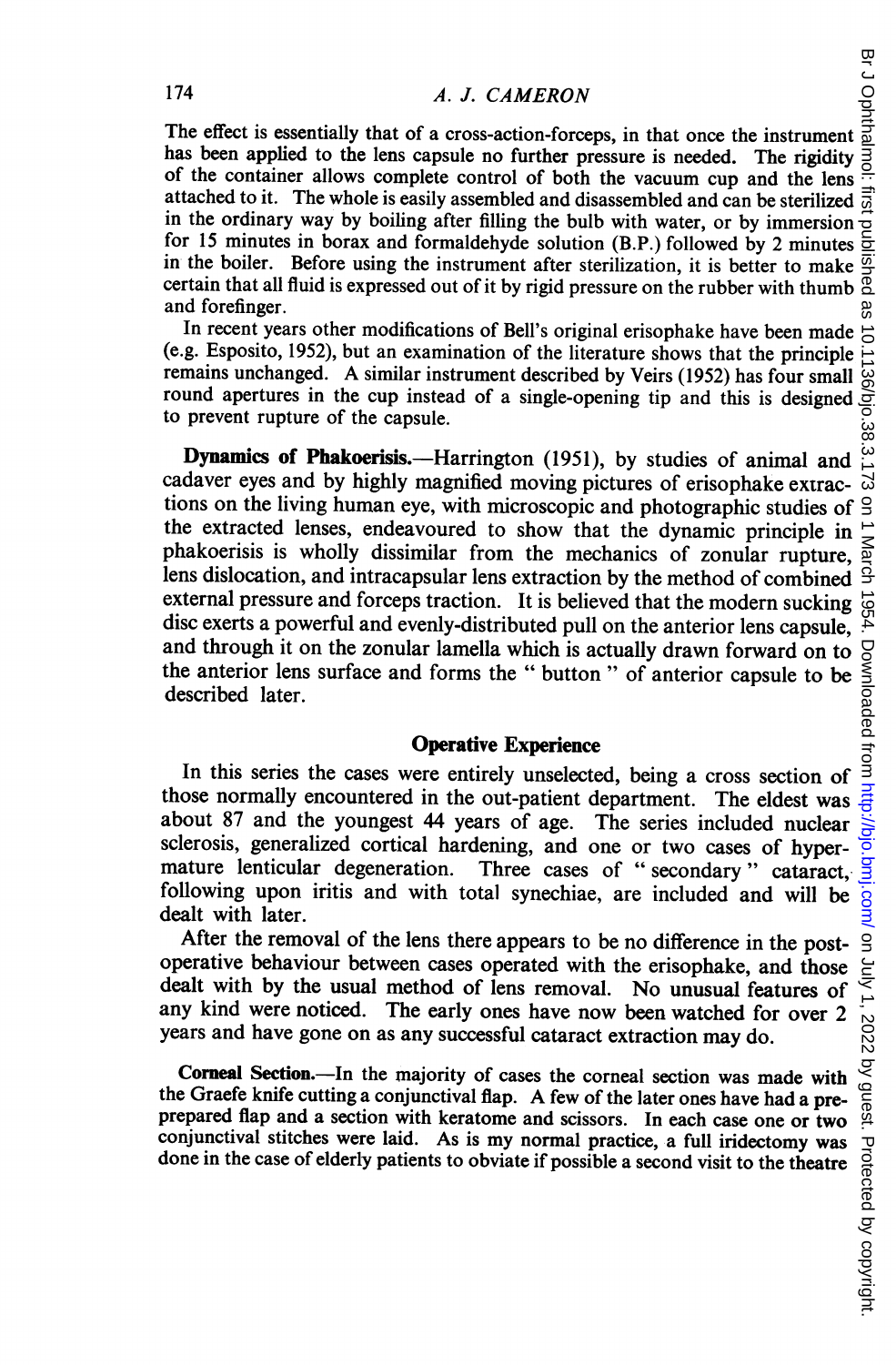The effect is essentially that of a cross-action-forceps, in that once the instrument has been applied to the lens capsule no further pressure is needed. The rigidity of the container allows complete control of both the vacuum cup and the lens attached to it. The whole is easily assembled and disassembled and can be sterilized in the ordinary way by boiling after filling the bulb with water, or by immersion for 15 minutes in borax and formaldehyde solution (B.P.) followed by 2 minutes in the boiler. Before using the instrument after sterilization, it is better to make certain that all fluid is expressed out of it by rigid pressure on the rubber with thumb and forefinger.

In recent years other modifications of Bell's original erisophake have been made (e.g. Esposito, 1952), but an examination of the literature shows that the principle remains unchanged. A similar instrument described by Veirs (1952) has four small round apertures in the cup instead of a single-opening tip and this is designed to prevent rupture of the capsule.

**Dynamics of Phakoerisis.**—Harrington (1951), by studies of animal and cadaver eyes and by highly magnified moving pictures of erisophake extractions on the living human eye, with microscopic and photographic studies of the extracted lenses, endeavoured to show that the dynamic principle in phakoerisis is wholly dissimilar from the mechanics of zonular rupture, lens dislocation, and intracapsular lens extraction by the method of combined external pressure and forceps traction. It is believed that the modern sucking disc exerts a powerful and evenly-distributed pull on the anterior lens capsule, and through it on the zonular lamella which is actually drawn forward on to the anterior lens surface and forms the " button " of anterior capsule to be described later.

## Operative Experience

In this series the cases were entirely unselected, being a cross section of those normally encountered in the out-patient department. The eldest was about 87 and the youngest 44 years of age. The series included nuclear sclerosis, generalized cortical hardening, and one or two cases of hypermature lenticular degeneration. Three cases of " secondary " cataract, following upon iritis and with total synechiae, are included and will be dealt with later.

After the removal of the lens there appears to be no difference in the post-operative behaviour between cases operated with the erisophake, and those dealt with by the usual method of lens removal. No unusual features of any kind were noticed. The early ones have now been watched for over 2 years and have gone on as any successful cataract extraction may do.

**Corneal Section.**—In the majority of cases the corneal section was made with the Graefe knife cutting a conjunctival flap. A few of the later ones have had a pre-prepared flap and a section with keratome and scissors. In each case one or two conjunctival stitches were laid. As is my normal practice, a full iridectomy was done in the case of elderly patients to obviate if possible a second visit to the theatre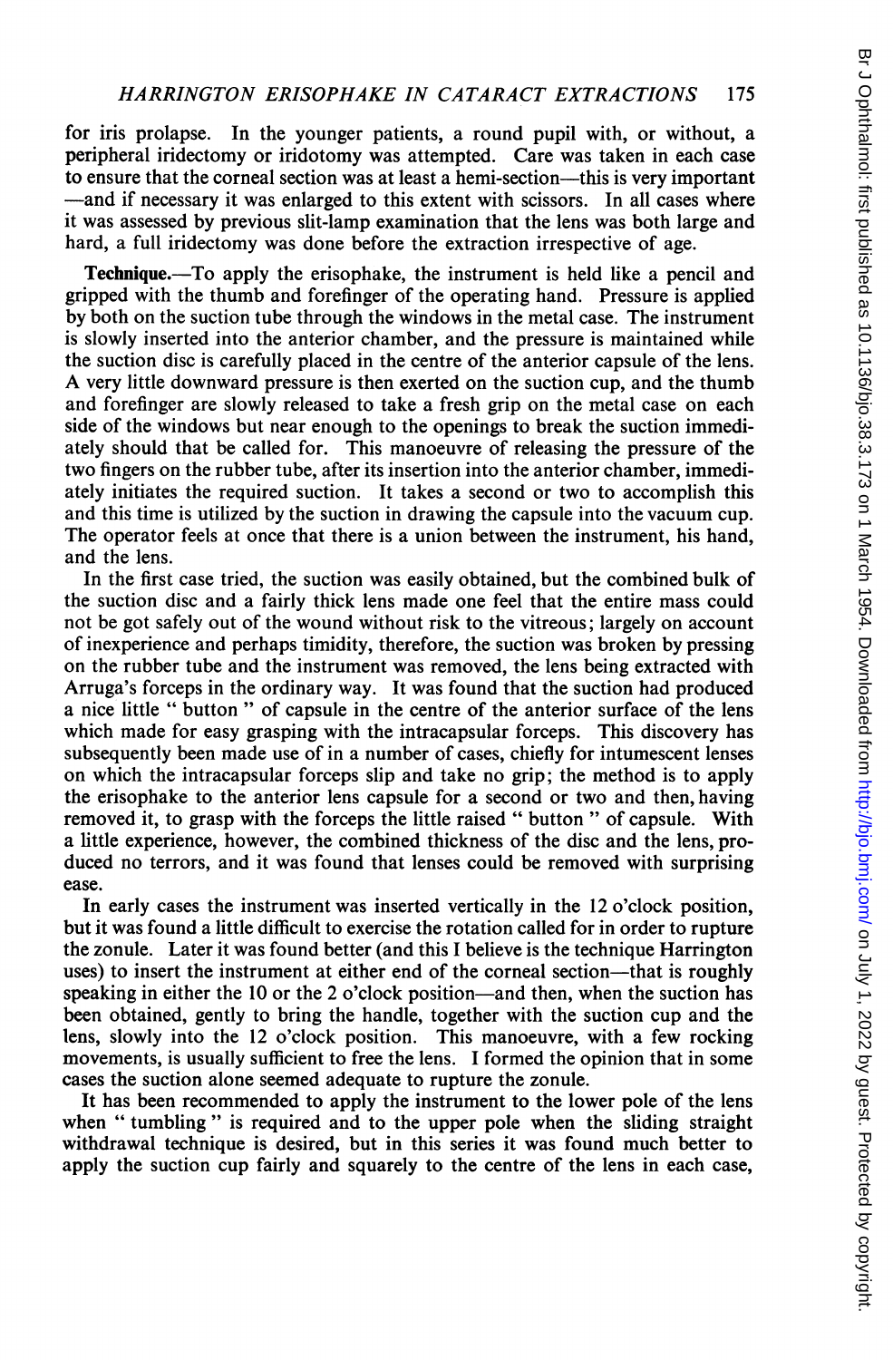for iris prolapse. In the younger patients, a round pupil with, or without, a peripheral iridectomy or iridotomy was attempted. Care was taken in each case to ensure that the corneal section was at least a hemi-section—this is very important—and if necessary it was enlarged to this extent with scissors. In all cases where it was assessed by previous slit-lamp examination that the lens was both large and hard, a full iridectomy was done before the extraction irrespective of age.

**Technique.**—To apply the erisophake, the instrument is held like a pencil and gripped with the thumb and forefinger of the operating hand. Pressure is applied by both on the suction tube through the windows in the metal case. The instrument is slowly inserted into the anterior chamber, and the pressure is maintained while the suction disc is carefully placed in the centre of the anterior capsule of the lens. A very little downward pressure is then exerted on the suction cup, and the thumb and forefinger are slowly released to take a fresh grip on the metal case on each side of the windows but near enough to the openings to break the suction immediately should that be called for. This manoeuvre of releasing the pressure of the two fingers on the rubber tube, after its insertion into the anterior chamber, immediately initiates the required suction. It takes a second or two to accomplish this and this time is utilized by the suction in drawing the capsule into the vacuum cup. The operator feels at once that there is a union between the instrument, his hand, and the lens.

In the first case tried, the suction was easily obtained, but the combined bulk of the suction disc and a fairly thick lens made one feel that the entire mass could not be got safely out of the wound without risk to the vitreous; largely on account of inexperience and perhaps timidity, therefore, the suction was broken by pressing on the rubber tube and the instrument was removed, the lens being extracted with Arruga's forceps in the ordinary way. It was found that the suction had produced a nice little " button " of capsule in the centre of the anterior surface of the lens which made for easy grasping with the intracapsular forceps. This discovery has subsequently been made use of in a number of cases, chiefly for intumescent lenses on which the intracapsular forceps slip and take no grip; the method is to apply the erisophake to the anterior lens capsule for a second or two and then, having removed it, to grasp with the forceps the little raised " button " of capsule. With a little experience, however, the combined thickness of the disc and the lens, produced no terrors, and it was found that lenses could be removed with surprising ease.

In early cases the instrument was inserted vertically in the 12 o'clock position, but it was found a little difficult to exercise the rotation called for in order to rupture the zonule. Later it was found better (and this I believe is the technique Harrington uses) to insert the instrument at either end of the corneal section—that is roughly speaking in either the 10 or the 2 o'clock position—and then, when the suction has been obtained, gently to bring the handle, together with the suction cup and the lens, slowly into the 12 o'clock position. This manoeuvre, with a few rocking movements, is usually sufficient to free the lens. I formed the opinion that in some cases the suction alone seemed adequate to rupture the zonule.

It has been recommended to apply the instrument to the lower pole of the lens when " tumbling " is required and to the upper pole when the sliding straight withdrawal technique is desired, but in this series it was found much better to apply the suction cup fairly and squarely to the centre of the lens in each case,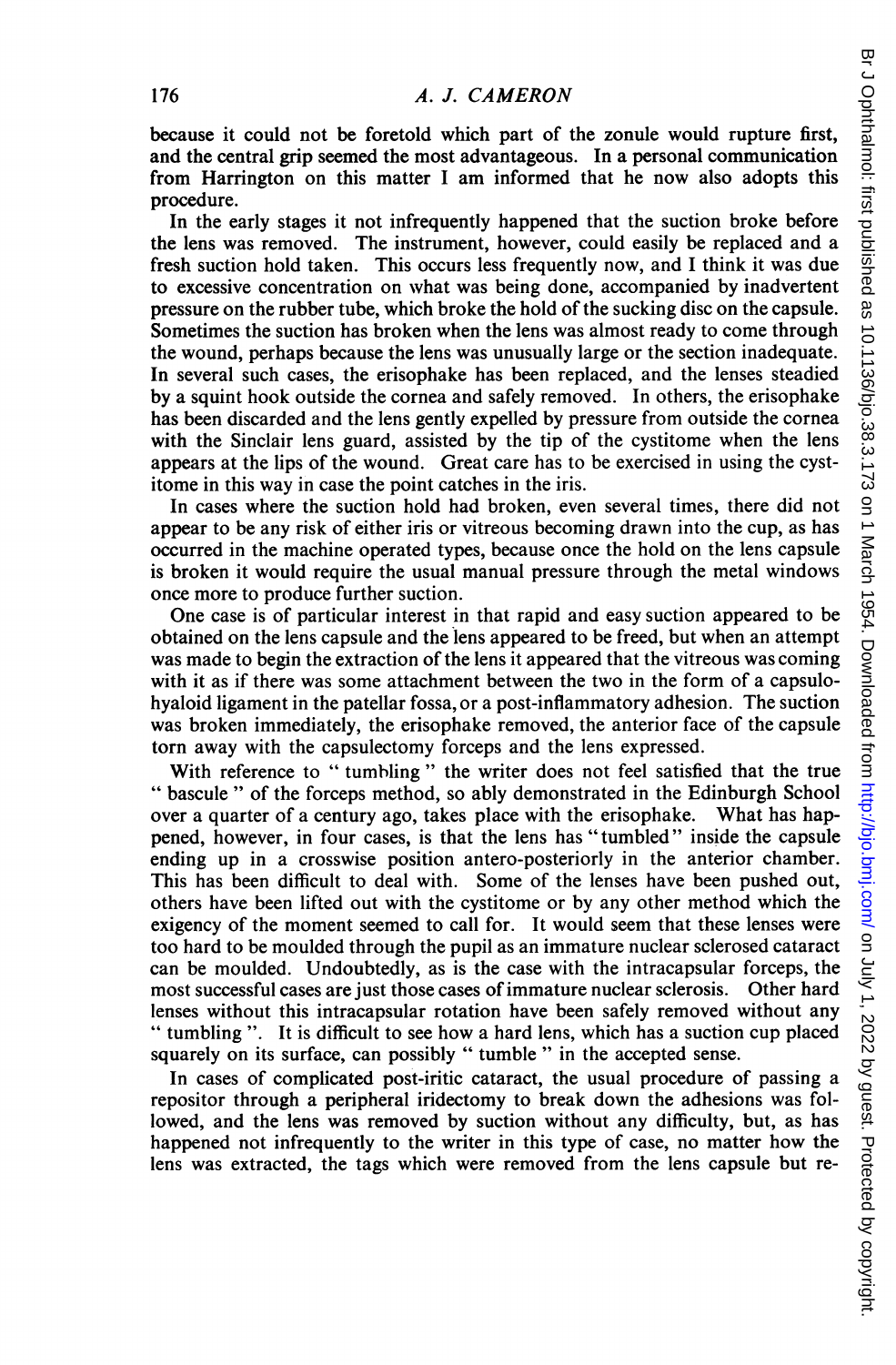because it could not be foretold which part of the zonule would rupture first, and the central grip seemed the most advantageous. In a personal communication from Harrington on this matter I am informed that he now also adopts this procedure.

In the early stages it not infrequently happened that the suction broke before the lens was removed. The instrument, however, could easily be replaced and a fresh suction hold taken. This occurs less frequently now, and I think it was due to excessive concentration on what was being done, accompanied by inadvertent pressure on the rubber tube, which broke the hold of the sucking disc on the capsule. Sometimes the suction has broken when the lens was almost ready to come through the wound, perhaps because the lens was unusually large or the section inadequate. In several such cases, the erisophake has been replaced, and the lenses steadied by a squint hook outside the cornea and safely removed. In others, the erisophake has been discarded and the lens gently expelled by pressure from outside the cornea with the Sinclair lens guard, assisted by the tip of the cystitome when the lens appears at the lips of the wound. Great care has to be exercised in using the cystitome in this way in case the point catches in the iris.

In cases where the suction hold had broken, even several times, there did not appear to be any risk of either iris or vitreous becoming drawn into the cup, as has occurred in the machine operated types, because once the hold on the lens capsule is broken it would require the usual manual pressure through the metal windows once more to produce further suction.

One case is of particular interest in that rapid and easy suction appeared to be obtained on the lens capsule and the lens appeared to be freed, but when an attempt was made to begin the extraction of the lens it appeared that the vitreous was coming with it as if there was some attachment between the two in the form of a capsulo-hyaloid ligament in the patellar fossa, or a post-inflammatory adhesion. The suction was broken immediately, the erisophake removed, the anterior face of the capsule torn away with the capsulectomy forceps and the lens expressed.

With reference to " tumbling " the writer does not feel satisfied that the true " bascule " of the forceps method, so ably demonstrated in the Edinburgh School over a quarter of a century ago, takes place with the erisophake. What has happened, however, in four cases, is that the lens has "tumbled" inside the capsule ending up in a crosswise position antero-posteriorly in the anterior chamber. This has been difficult to deal with. Some of the lenses have been pushed out, others have been lifted out with the cystitome or by any other method which the exigency of the moment seemed to call for. It would seem that these lenses were too hard to be moulded through the pupil as an immature nuclear sclerosed cataract can be moulded. Undoubtedly, as is the case with the intracapsular forceps, the most successful cases are just those cases of immature nuclear sclerosis. Other hard lenses without this intracapsular rotation have been safely removed without any " tumbling ". It is difficult to see how a hard lens, which has a suction cup placed squarely on its surface, can possibly " tumble " in the accepted sense.

In cases of complicated post-iritic cataract, the usual procedure of passing a repositor through a peripheral iridectomy to break down the adhesions was followed, and the lens was removed by suction without any difficulty, but, as has happened not infrequently to the writer in this type of case, no matter how the lens was extracted, the tags which were removed from the lens capsule but re-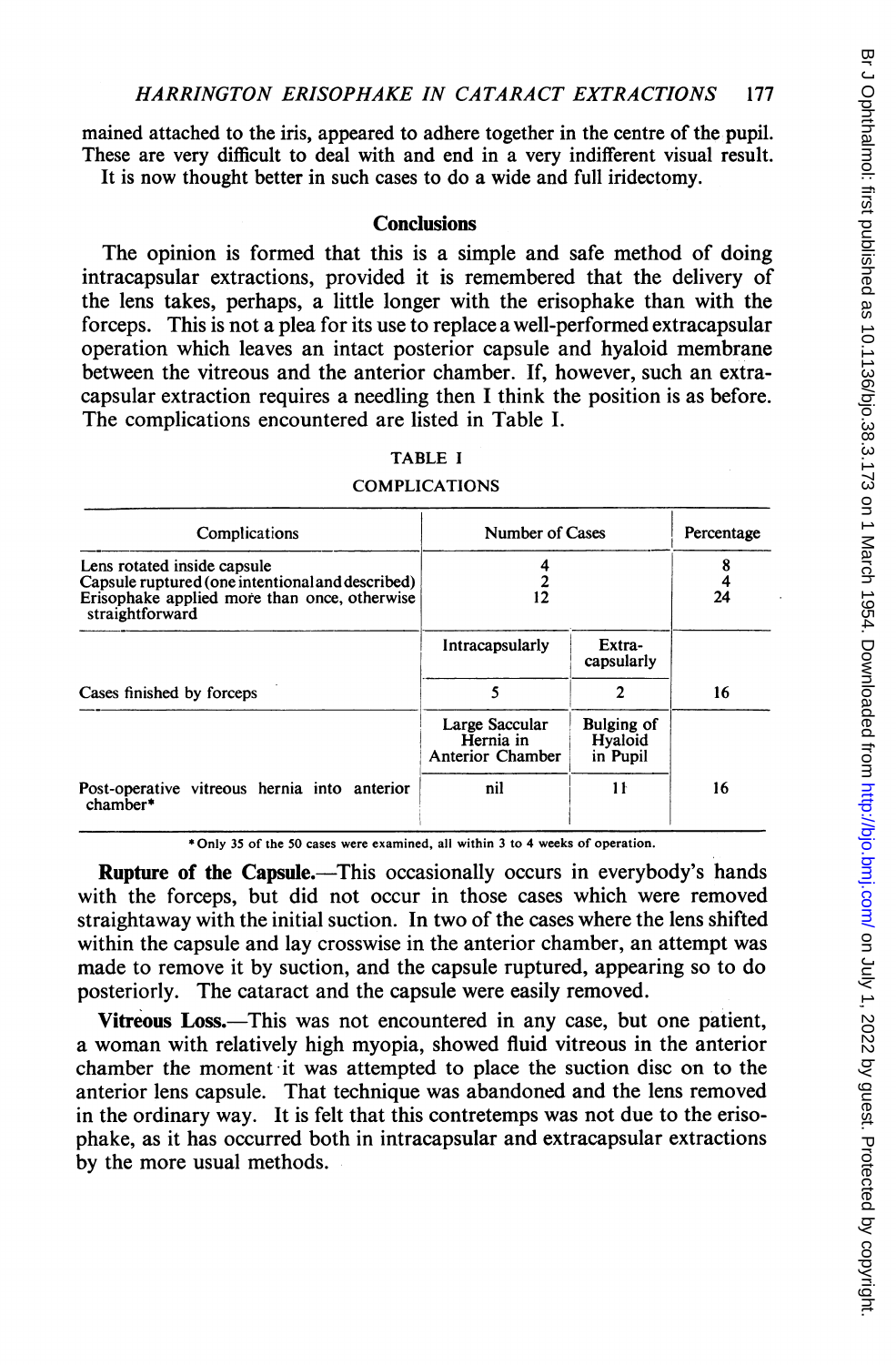mained attached to the iris, appeared to adhere together in the centre of the pupil. These are very difficult to deal with and end in a very indifferent visual result. It is now thought better in such cases to do a wide and full iridectomy.

## Conclusions

The opinion is formed that this is a simple and safe method of doing intracapsular extractions, provided it is remembered that the delivery of the lens takes, perhaps, a little longer with the erisophake than with the forceps. This is not a plea for its use to replace a well-performed extracapsular operation which leaves an intact posterior capsule and hyaloid membrane between the vitreous and the anterior chamber. If, however, such an extracapsular extraction requires a needling then I think the position is as before. The complications encountered are listed in Table I.

TABLE I

COMPLICATIONS

| Complications | Number of Cases | | Percentage |
|---|---|---|---|
| Lens rotated inside capsule | 4 | | 8 |
| Capsule ruptured (one intentional and described) | 2 | | 4 |
| Erisophake applied more than once, otherwise straightforward | 12 | | 24 |
| | Intracapsularly | Extracapsularly | |
| Cases finished by forceps | 5 | 2 | 16 |
| | Large Saccular Hernia in Anterior Chamber | Bulging of Hyaloid in Pupil | |
| Post-operative vitreous hernia into anterior chamber* | nil | 11 | 16 |

*Only 35 of the 50 cases were examined, all within 3 to 4 weeks of operation.

**Rupture of the Capsule.**—This occasionally occurs in everybody's hands with the forceps, but did not occur in those cases which were removed straightaway with the initial suction. In two of the cases where the lens shifted within the capsule and lay crosswise in the anterior chamber, an attempt was made to remove it by suction, and the capsule ruptured, appearing so to do posteriorly. The cataract and the capsule were easily removed.

**Vitreous Loss.**—This was not encountered in any case, but one patient, a woman with relatively high myopia, showed fluid vitreous in the anterior chamber the moment it was attempted to place the suction disc on to the anterior lens capsule. That technique was abandoned and the lens removed in the ordinary way. It is felt that this contretemps was not due to the erisophake, as it has occurred both in intracapsular and extracapsular extractions by the more usual methods.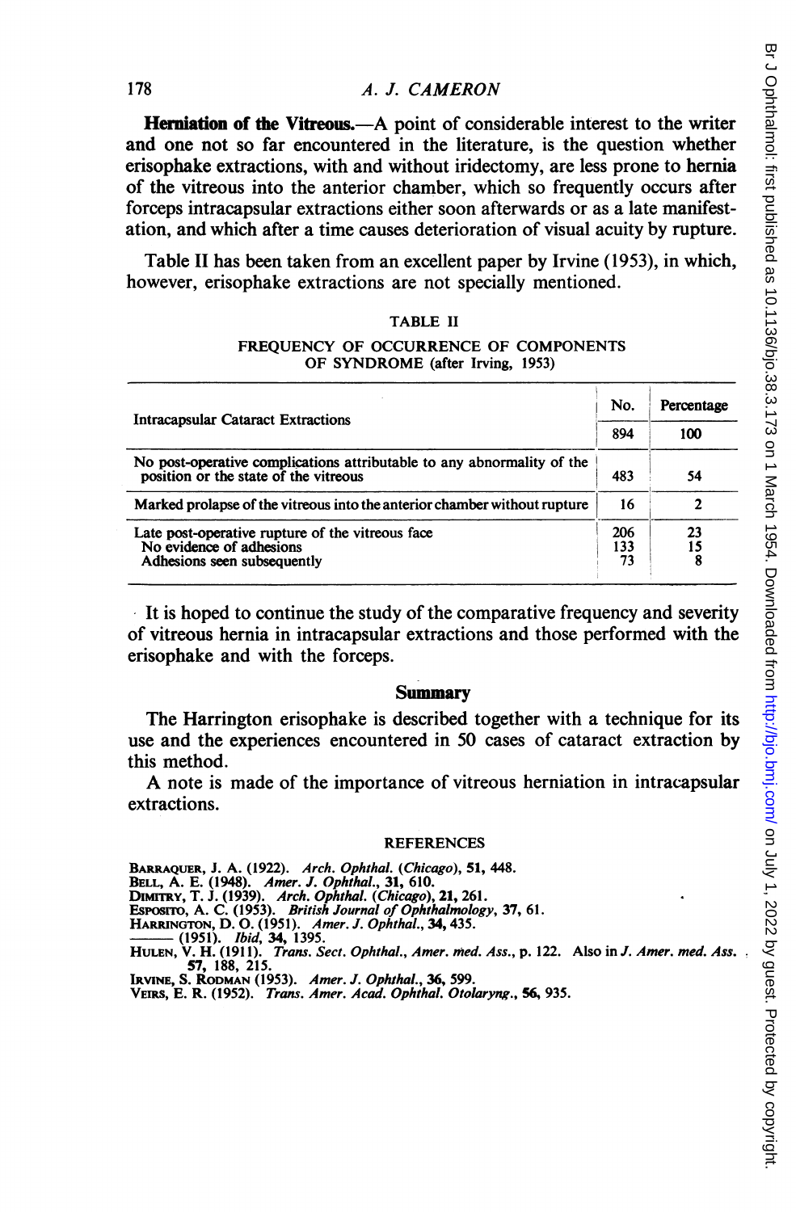**Herniation of the Vitreous.**—A point of considerable interest to the writer and one not so far encountered in the literature, is the question whether erisophake extractions, with and without iridectomy, are less prone to hernia of the vitreous into the anterior chamber, which so frequently occurs after forceps intracapsular extractions either soon afterwards or as a late manifestation, and which after a time causes deterioration of visual acuity by rupture.

Table II has been taken from an excellent paper by Irvine (1953), in which, however, erisophake extractions are not specially mentioned.

TABLE II

FREQUENCY OF OCCURRENCE OF COMPONENTS OF SYNDROME (after Irving, 1953)

| Intracapsular Cataract Extractions | No. | Percentage |
|---|---|---|
| | 894 | 100 |
| No post-operative complications attributable to any abnormality of the position or the state of the vitreous | 483 | 54 |
| Marked prolapse of the vitreous into the anterior chamber without rupture | 16 | 2 |
| Late post-operative rupture of the vitreous face | 206 | 23 |
| No evidence of adhesions | 133 | 15 |
| Adhesions seen subsequently | 73 | 8 |

It is hoped to continue the study of the comparative frequency and severity of vitreous hernia in intracapsular extractions and those performed with the erisophake and with the forceps.

## Summary

The Harrington erisophake is described together with a technique for its use and the experiences encountered in 50 cases of cataract extraction by this method.

A note is made of the importance of vitreous herniation in intracapsular extractions.

### REFERENCES

Barraquer, J. A. (1922). *Arch. Ophthal. (Chicago)*, **51**, 448.
Bell, A. E. (1948). *Amer. J. Ophthal.*, **31**, 610.
Dimitry, T. J. (1939). *Arch. Ophthal. (Chicago)*, **21**, 261.
Esposito, A. C. (1953). *British Journal of Ophthalmology*, **37**, 61.
Harrington, D. O. (1951). *Amer. J. Ophthal.*, **34**, 435.
——— (1951). *Ibid*, **34**, 1395.
Hulen, V. H. (1911). *Trans. Sect. Ophthal., Amer. med. Ass.*, p. 122. Also in *J. Amer. med. Ass.* **57**, 188, 215.
Irvine, S. Rodman (1953). *Amer. J. Ophthal.*, **36**, 599.
Veirs, E. R. (1952). *Trans. Amer. Acad. Ophthal. Otolaryng.*, **56**, 935.